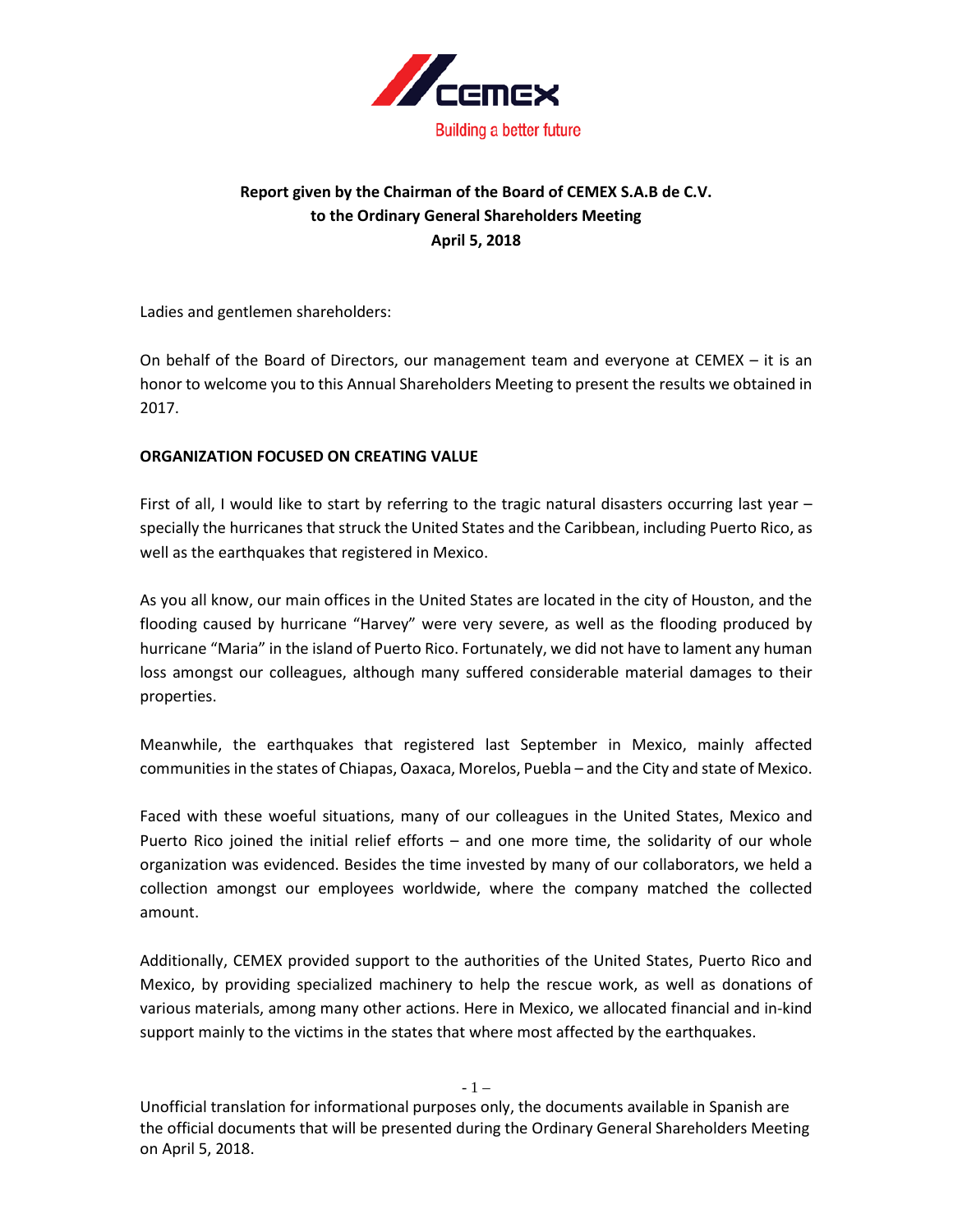Building a better future

**Report given by the Chairman of the Board of CEMEX S.A.B de C.V.**
**to the Ordinary General Shareholders Meeting**
**April 5, 2018**

Ladies and gentlemen shareholders:

On behalf of the Board of Directors, our management team and everyone at CEMEX – it is an honor to welcome you to this Annual Shareholders Meeting to present the results we obtained in 2017.

**ORGANIZATION FOCUSED ON CREATING VALUE**

First of all, I would like to start by referring to the tragic natural disasters occurring last year – specially the hurricanes that struck the United States and the Caribbean, including Puerto Rico, as well as the earthquakes that registered in Mexico.

As you all know, our main offices in the United States are located in the city of Houston, and the flooding caused by hurricane "Harvey" were very severe, as well as the flooding produced by hurricane "Maria" in the island of Puerto Rico. Fortunately, we did not have to lament any human loss amongst our colleagues, although many suffered considerable material damages to their properties.

Meanwhile, the earthquakes that registered last September in Mexico, mainly affected communities in the states of Chiapas, Oaxaca, Morelos, Puebla – and the City and state of Mexico.

Faced with these woeful situations, many of our colleagues in the United States, Mexico and Puerto Rico joined the initial relief efforts – and one more time, the solidarity of our whole organization was evidenced. Besides the time invested by many of our collaborators, we held a collection amongst our employees worldwide, where the company matched the collected amount.

Additionally, CEMEX provided support to the authorities of the United States, Puerto Rico and Mexico, by providing specialized machinery to help the rescue work, as well as donations of various materials, among many other actions. Here in Mexico, we allocated financial and in-kind support mainly to the victims in the states that where most affected by the earthquakes.

Unofficial translation for informational purposes only, the documents available in Spanish are the official documents that will be presented during the Ordinary General Shareholders Meeting on April 5, 2018.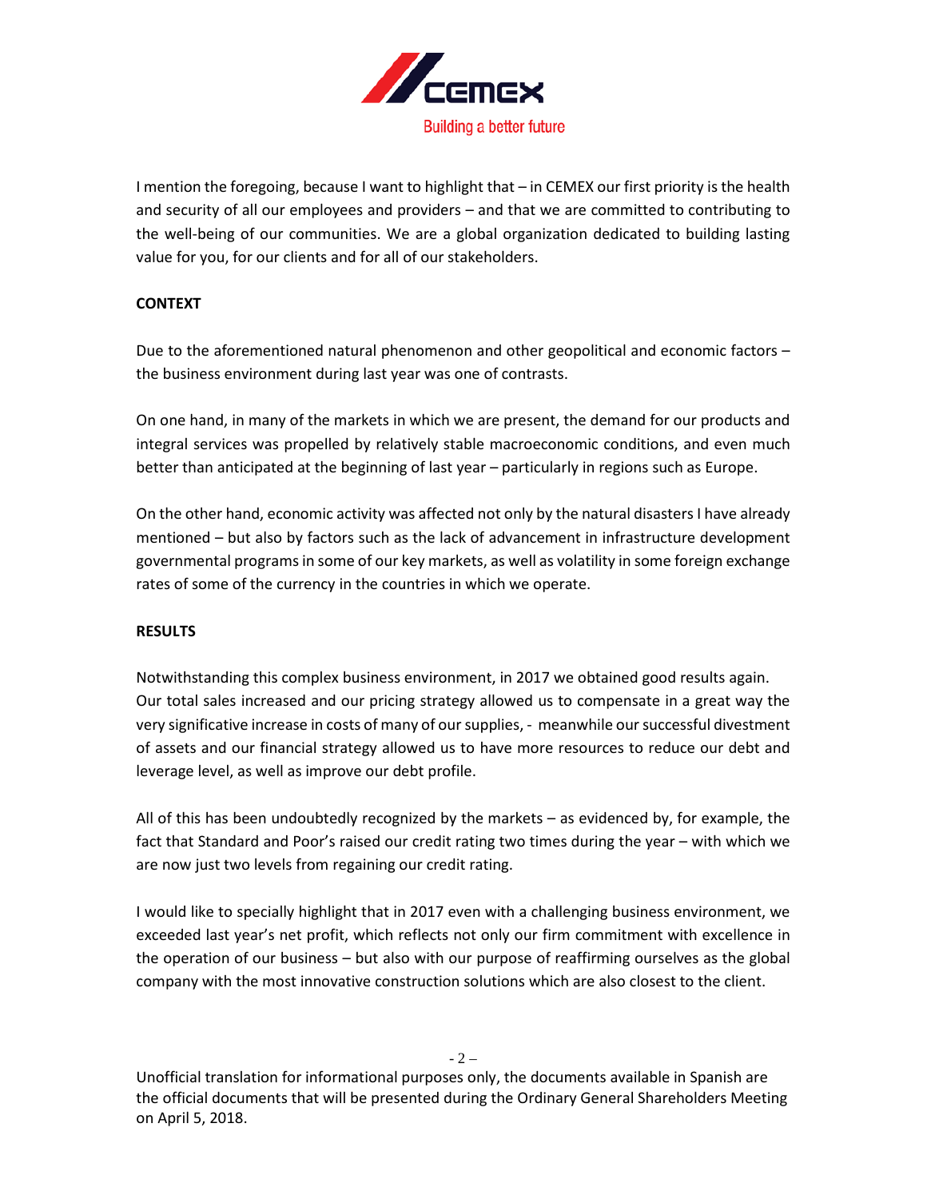I mention the foregoing, because I want to highlight that – in CEMEX our first priority is the health and security of all our employees and providers – and that we are committed to contributing to the well-being of our communities. We are a global organization dedicated to building lasting value for you, for our clients and for all of our stakeholders.

**CONTEXT**

Due to the aforementioned natural phenomenon and other geopolitical and economic factors – the business environment during last year was one of contrasts.

On one hand, in many of the markets in which we are present, the demand for our products and integral services was propelled by relatively stable macroeconomic conditions, and even much better than anticipated at the beginning of last year – particularly in regions such as Europe.

On the other hand, economic activity was affected not only by the natural disasters I have already mentioned – but also by factors such as the lack of advancement in infrastructure development governmental programs in some of our key markets, as well as volatility in some foreign exchange rates of some of the currency in the countries in which we operate.

**RESULTS**

Notwithstanding this complex business environment, in 2017 we obtained good results again. Our total sales increased and our pricing strategy allowed us to compensate in a great way the very significative increase in costs of many of our supplies, - meanwhile our successful divestment of assets and our financial strategy allowed us to have more resources to reduce our debt and leverage level, as well as improve our debt profile.

All of this has been undoubtedly recognized by the markets – as evidenced by, for example, the fact that Standard and Poor's raised our credit rating two times during the year – with which we are now just two levels from regaining our credit rating.

I would like to specially highlight that in 2017 even with a challenging business environment, we exceeded last year's net profit, which reflects not only our firm commitment with excellence in the operation of our business – but also with our purpose of reaffirming ourselves as the global company with the most innovative construction solutions which are also closest to the client.

Unofficial translation for informational purposes only, the documents available in Spanish are the official documents that will be presented during the Ordinary General Shareholders Meeting on April 5, 2018.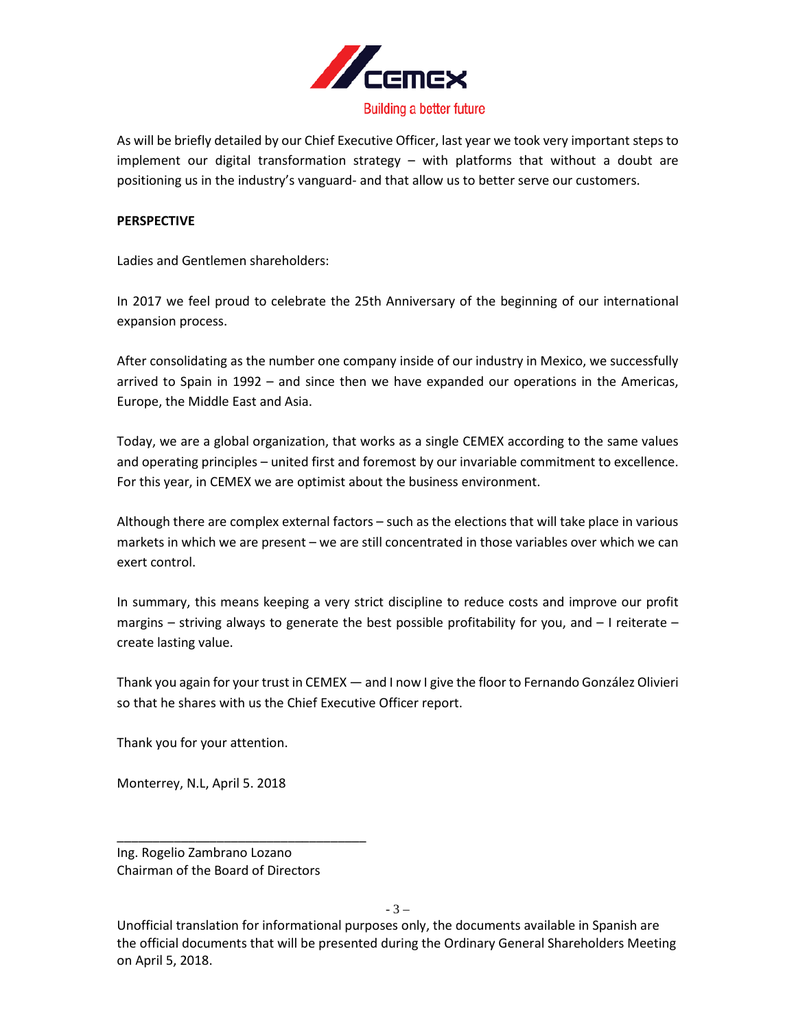As will be briefly detailed by our Chief Executive Officer, last year we took very important steps to implement our digital transformation strategy – with platforms that without a doubt are positioning us in the industry's vanguard- and that allow us to better serve our customers.

**PERSPECTIVE**

Ladies and Gentlemen shareholders:

In 2017 we feel proud to celebrate the 25th Anniversary of the beginning of our international expansion process.

After consolidating as the number one company inside of our industry in Mexico, we successfully arrived to Spain in 1992 – and since then we have expanded our operations in the Americas, Europe, the Middle East and Asia.

Today, we are a global organization, that works as a single CEMEX according to the same values and operating principles – united first and foremost by our invariable commitment to excellence. For this year, in CEMEX we are optimist about the business environment.

Although there are complex external factors – such as the elections that will take place in various markets in which we are present – we are still concentrated in those variables over which we can exert control.

In summary, this means keeping a very strict discipline to reduce costs and improve our profit margins – striving always to generate the best possible profitability for you, and – I reiterate – create lasting value.

Thank you again for your trust in CEMEX — and I now I give the floor to Fernando González Olivieri so that he shares with us the Chief Executive Officer report.

Thank you for your attention.

Monterrey, N.L, April 5. 2018

___________________________________

Ing. Rogelio Zambrano Lozano
Chairman of the Board of Directors

Unofficial translation for informational purposes only, the documents available in Spanish are the official documents that will be presented during the Ordinary General Shareholders Meeting on April 5, 2018.